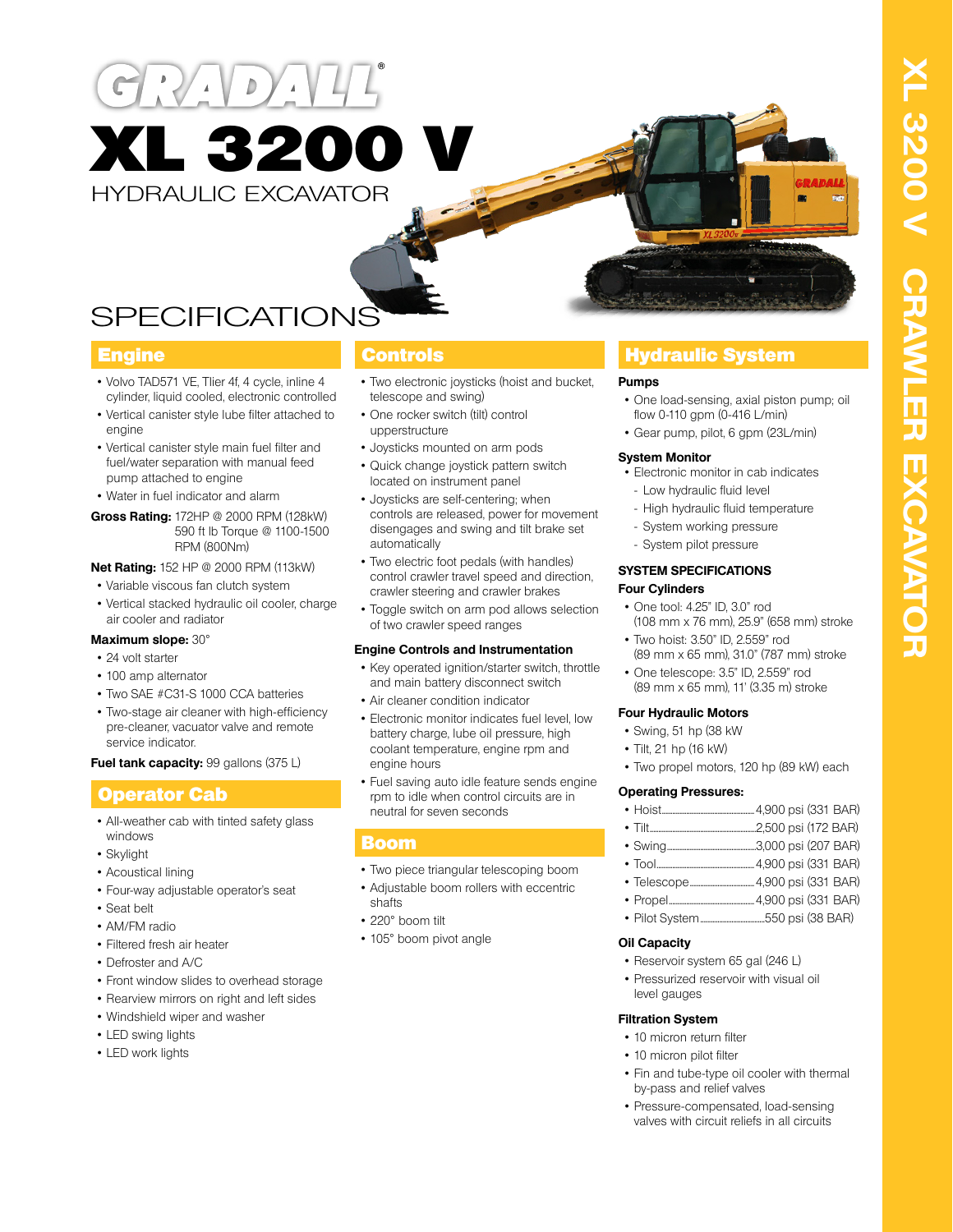# GRADALL®

# XL 3200 V

HYDRAULIC EXCAVATOR

XL 3200 V CRAWLER EXCAVATOR

## SPECIFICATIONS

## Engine

- Volvo TAD571 VE, Tlier 4f, 4 cycle, inline 4 cylinder, liquid cooled, electronic controlled
- Vertical canister style lube filter attached to engine
- Vertical canister style main fuel filter and fuel/water separation with manual feed pump attached to engine
- Water in fuel indicator and alarm

**Gross Rating:** 172HP @ 2000 RPM (128kW)
590 ft lb Torque @ 1100-1500 RPM (800Nm)

**Net Rating:** 152 HP @ 2000 RPM (113kW)

- Variable viscous fan clutch system
- Vertical stacked hydraulic oil cooler, charge air cooler and radiator

**Maximum slope:** 30°

- 24 volt starter
- 100 amp alternator
- Two SAE #C31-S 1000 CCA batteries
- Two-stage air cleaner with high-efficiency pre-cleaner, vacuator valve and remote service indicator.

**Fuel tank capacity:** 99 gallons (375 L)

## Operator Cab

- All-weather cab with tinted safety glass windows
- Skylight
- Acoustical lining
- Four-way adjustable operator's seat
- Seat belt
- AM/FM radio
- Filtered fresh air heater
- Defroster and A/C
- Front window slides to overhead storage
- Rearview mirrors on right and left sides
- Windshield wiper and washer
- LED swing lights
- LED work lights

## Controls

- Two electronic joysticks (hoist and bucket, telescope and swing)
- One rocker switch (tilt) control upperstructure
- Joysticks mounted on arm pods
- Quick change joystick pattern switch located on instrument panel
- Joysticks are self-centering; when controls are released, power for movement disengages and swing and tilt brake set automatically
- Two electric foot pedals (with handles) control crawler travel speed and direction, crawler steering and crawler brakes
- Toggle switch on arm pod allows selection of two crawler speed ranges

### Engine Controls and Instrumentation

- Key operated ignition/starter switch, throttle and main battery disconnect switch
- Air cleaner condition indicator
- Electronic monitor indicates fuel level, low battery charge, lube oil pressure, high coolant temperature, engine rpm and engine hours
- Fuel saving auto idle feature sends engine rpm to idle when control circuits are in neutral for seven seconds

## Boom

- Two piece triangular telescoping boom
- Adjustable boom rollers with eccentric shafts
- 220° boom tilt
- 105° boom pivot angle

## Hydraulic System

### Pumps

- One load-sensing, axial piston pump; oil flow 0-110 gpm (0-416 L/min)
- Gear pump, pilot, 6 gpm (23L/min)

### System Monitor

- Electronic monitor in cab indicates
  - Low hydraulic fluid level
  - High hydraulic fluid temperature
  - System working pressure
  - System pilot pressure

### SYSTEM SPECIFICATIONS

### Four Cylinders

- One tool: 4.25" ID, 3.0" rod (108 mm x 76 mm), 25.9" (658 mm) stroke
- Two hoist: 3.50" ID, 2.559" rod (89 mm x 65 mm), 31.0" (787 mm) stroke
- One telescope: 3.5" ID, 2.559" rod (89 mm x 65 mm), 11' (3.35 m) stroke

### Four Hydraulic Motors

- Swing, 51 hp (38 kW
- Tilt, 21 hp (16 kW)
- Two propel motors, 120 hp (89 kW) each

### Operating Pressures:

- Hoist........4,900 psi (331 BAR)
- Tilt........2,500 psi (172 BAR)
- Swing........3,000 psi (207 BAR)
- Tool........4,900 psi (331 BAR)
- Telescope........4,900 psi (331 BAR)
- Propel........4,900 psi (331 BAR)
- Pilot System........550 psi (38 BAR)

### Oil Capacity

- Reservoir system 65 gal (246 L)
- Pressurized reservoir with visual oil level gauges

### Filtration System

- 10 micron return filter
- 10 micron pilot filter
- Fin and tube-type oil cooler with thermal by-pass and relief valves
- Pressure-compensated, load-sensing valves with circuit reliefs in all circuits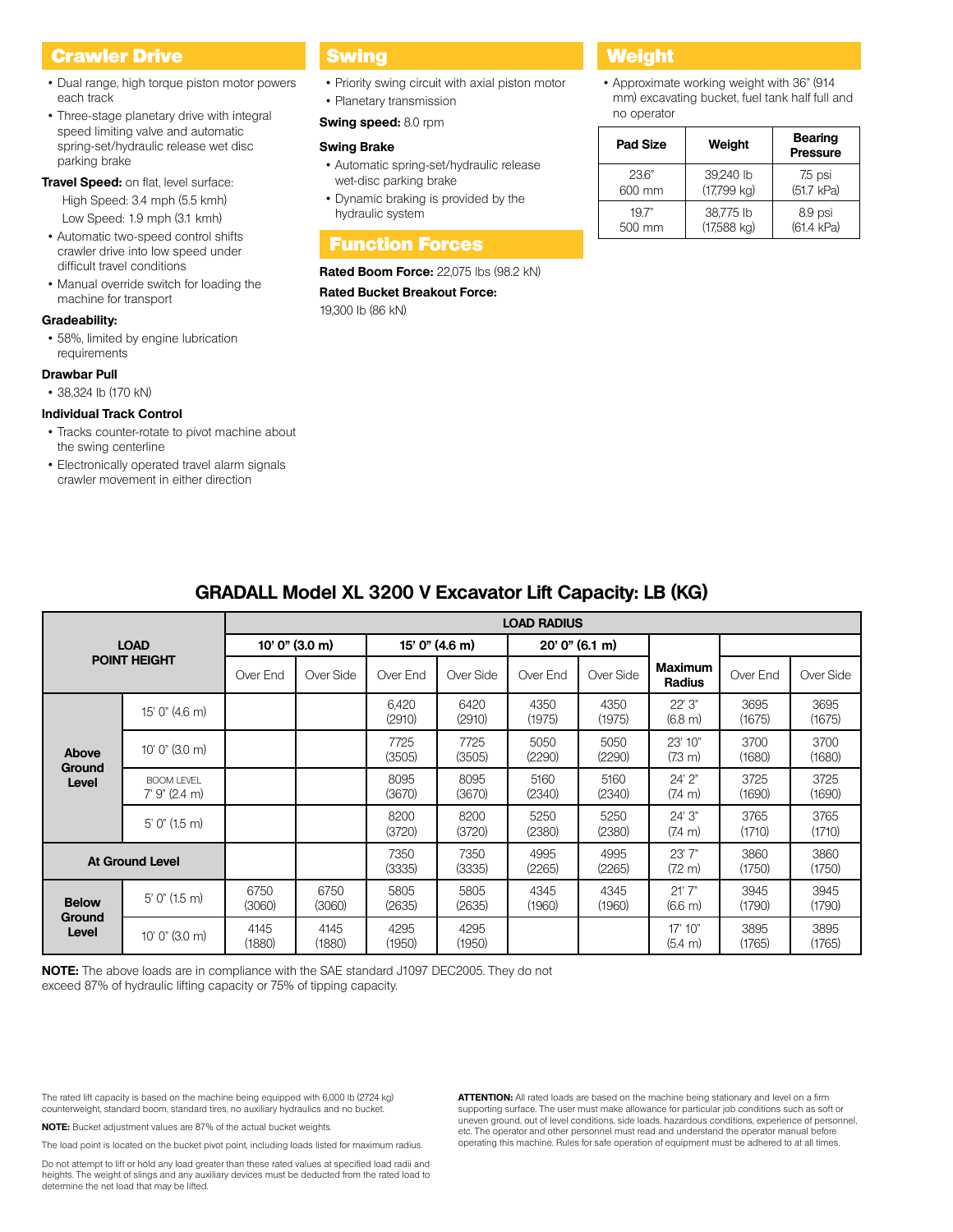## Crawler Drive

- Dual range, high torque piston motor powers each track
- Three-stage planetary drive with integral speed limiting valve and automatic spring-set/hydraulic release wet disc parking brake

**Travel Speed:** on flat, level surface:

High Speed: 3.4 mph (5.5 kmh)

Low Speed: 1.9 mph (3.1 kmh)

- Automatic two-speed control shifts crawler drive into low speed under difficult travel conditions
- Manual override switch for loading the machine for transport

**Gradeability:**

- 58%, limited by engine lubrication requirements

**Drawbar Pull**

- 38,324 lb (170 kN)

**Individual Track Control**

- Tracks counter-rotate to pivot machine about the swing centerline
- Electronically operated travel alarm signals crawler movement in either direction

## Swing

- Priority swing circuit with axial piston motor
- Planetary transmission

**Swing speed:** 8.0 rpm

**Swing Brake**

- Automatic spring-set/hydraulic release wet-disc parking brake
- Dynamic braking is provided by the hydraulic system

## Function Forces

**Rated Boom Force:** 22,075 lbs (98.2 kN)

**Rated Bucket Breakout Force:**

19,300 lb (86 kN)

## Weight

- Approximate working weight with 36" (914 mm) excavating bucket, fuel tank half full and no operator

| Pad Size | Weight | Bearing Pressure |
|---|---|---|
| 23.6" 600 mm | 39,240 lb (17,799 kg) | 7.5 psi (51.7 kPa) |
| 19.7" 500 mm | 38,775 lb (17,588 kg) | 8.9 psi (61.4 kPa) |

## GRADALL Model XL 3200 V Excavator Lift Capacity: LB (KG)

| LOAD POINT HEIGHT | | LOAD RADIUS | | | | | | | | |
|---|---|---|---|---|---|---|---|---|---|---|
| | | 10' 0" (3.0 m) | | 15' 0" (4.6 m) | | 20' 0" (6.1 m) | | | | |
| | | Over End | Over Side | Over End | Over Side | Over End | Over Side | Maximum Radius | Over End | Over Side |
| Above Ground Level | 15' 0" (4.6 m) | | | 6,420 (2910) | 6420 (2910) | 4350 (1975) | 4350 (1975) | 22' 3" (6.8 m) | 3695 (1675) | 3695 (1675) |
| | 10' 0" (3.0 m) | | | 7725 (3505) | 7725 (3505) | 5050 (2290) | 5050 (2290) | 23' 10" (7.3 m) | 3700 (1680) | 3700 (1680) |
| | BOOM LEVEL 7' 9" (2.4 m) | | | 8095 (3670) | 8095 (3670) | 5160 (2340) | 5160 (2340) | 24' 2" (7.4 m) | 3725 (1690) | 3725 (1690) |
| | 5' 0" (1.5 m) | | | 8200 (3720) | 8200 (3720) | 5250 (2380) | 5250 (2380) | 24' 3" (7.4 m) | 3765 (1710) | 3765 (1710) |
| At Ground Level | | | | 7350 (3335) | 7350 (3335) | 4995 (2265) | 4995 (2265) | 23' 7" (7.2 m) | 3860 (1750) | 3860 (1750) |
| Below Ground Level | 5' 0" (1.5 m) | 6750 (3060) | 6750 (3060) | 5805 (2635) | 5805 (2635) | 4345 (1960) | 4345 (1960) | 21' 7" (6.6 m) | 3945 (1790) | 3945 (1790) |
| | 10' 0" (3.0 m) | 4145 (1880) | 4145 (1880) | 4295 (1950) | 4295 (1950) | | | 17' 10" (5.4 m) | 3895 (1765) | 3895 (1765) |

**NOTE:** The above loads are in compliance with the SAE standard J1097 DEC2005. They do not exceed 87% of hydraulic lifting capacity or 75% of tipping capacity.

The rated lift capacity is based on the machine being equipped with 6,000 lb (2724 kg) counterweight, standard boom, standard tires, no auxiliary hydraulics and no bucket.

**NOTE:** Bucket adjustment values are 87% of the actual bucket weights.

The load point is located on the bucket pivot point, including loads listed for maximum radius.

Do not attempt to lift or hold any load greater than these rated values at specified load radii and heights. The weight of slings and any auxiliary devices must be deducted from the rated load to determine the net load that may be lifted.

**ATTENTION:** All rated loads are based on the machine being stationary and level on a firm supporting surface. The user must make allowance for particular job conditions such as soft or uneven ground, out of level conditions, side loads, hazardous conditions, experience of personnel, etc. The operator and other personnel must read and understand the operator manual before operating this machine. Rules for safe operation of equipment must be adhered to at all times.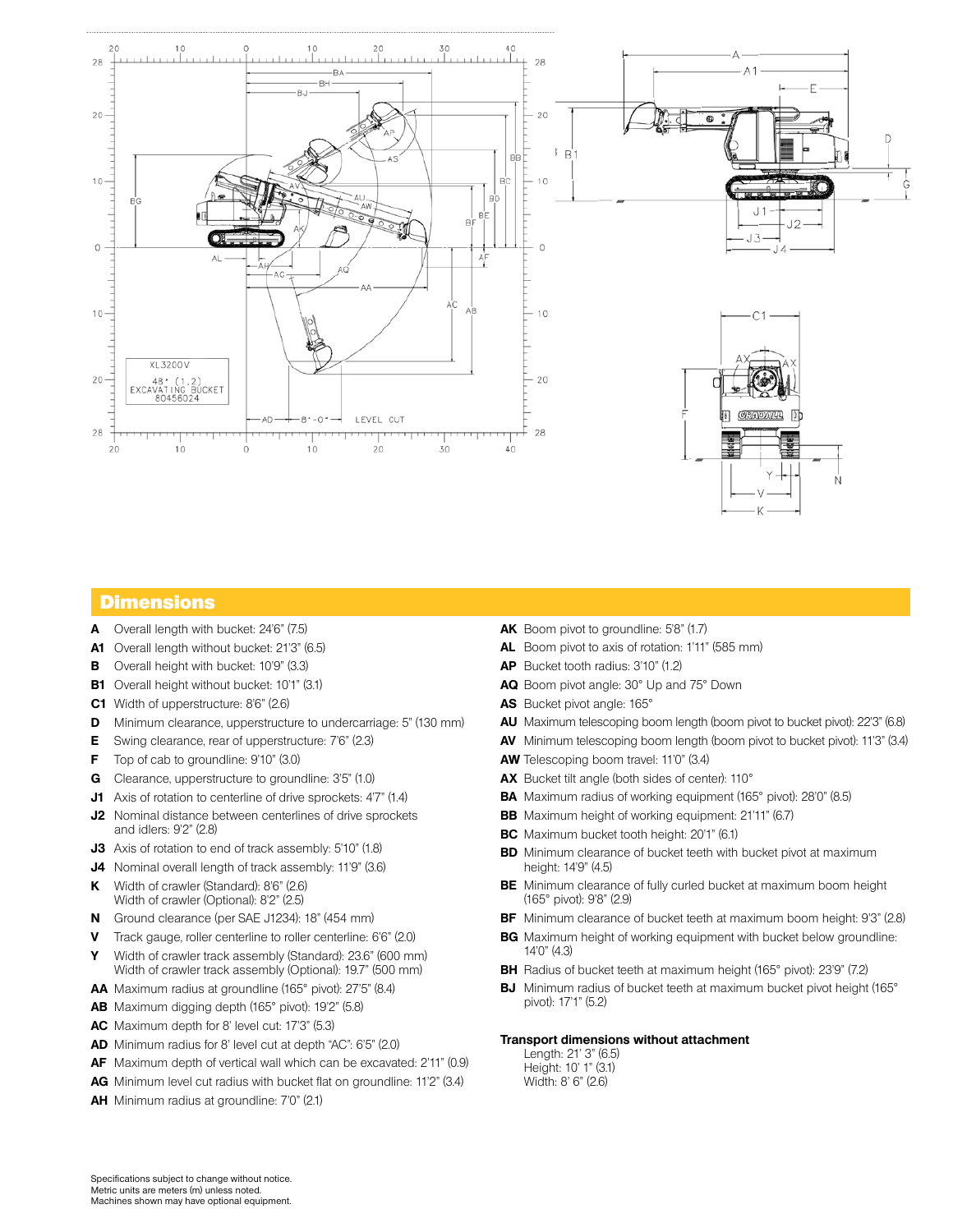## Dimensions

- **A** Overall length with bucket: 24'6" (7.5)
- **A1** Overall length without bucket: 21'3" (6.5)
- **B** Overall height with bucket: 10'9" (3.3)
- **B1** Overall height without bucket: 10'1" (3.1)
- **C1** Width of upperstructure: 8'6" (2.6)
- **D** Minimum clearance, upperstructure to undercarriage: 5" (130 mm)
- **E** Swing clearance, rear of upperstructure: 7'6" (2.3)
- **F** Top of cab to groundline: 9'10" (3.0)
- **G** Clearance, upperstructure to groundline: 3'5" (1.0)
- **J1** Axis of rotation to centerline of drive sprockets: 4'7" (1.4)
- **J2** Nominal distance between centerlines of drive sprockets and idlers: 9'2" (2.8)
- **J3** Axis of rotation to end of track assembly: 5'10" (1.8)
- **J4** Nominal overall length of track assembly: 11'9" (3.6)
- **K** Width of crawler (Standard): 8'6" (2.6)
  Width of crawler (Optional): 8'2" (2.5)
- **N** Ground clearance (per SAE J1234): 18" (454 mm)
- **V** Track gauge, roller centerline to roller centerline: 6'6" (2.0)
- **Y** Width of crawler track assembly (Standard): 23.6" (600 mm)
  Width of crawler track assembly (Optional): 19.7" (500 mm)
- **AA** Maximum radius at groundline (165° pivot): 27'5" (8.4)
- **AB** Maximum digging depth (165° pivot): 19'2" (5.8)
- **AC** Maximum depth for 8' level cut: 17'3" (5.3)
- **AD** Minimum radius for 8' level cut at depth "AC": 6'5" (2.0)
- **AF** Maximum depth of vertical wall which can be excavated: 2'11" (0.9)
- **AG** Minimum level cut radius with bucket flat on groundline: 11'2" (3.4)
- **AH** Minimum radius at groundline: 7'0" (2.1)
- **AK** Boom pivot to groundline: 5'8" (1.7)
- **AL** Boom pivot to axis of rotation: 1'11" (585 mm)
- **AP** Bucket tooth radius: 3'10" (1.2)
- **AQ** Boom pivot angle: 30° Up and 75° Down
- **AS** Bucket pivot angle: 165°
- **AU** Maximum telescoping boom length (boom pivot to bucket pivot): 22'3" (6.8)
- **AV** Minimum telescoping boom length (boom pivot to bucket pivot): 11'3" (3.4)
- **AW** Telescoping boom travel: 11'0" (3.4)
- **AX** Bucket tilt angle (both sides of center): 110°
- **BA** Maximum radius of working equipment (165° pivot): 28'0" (8.5)
- **BB** Maximum height of working equipment: 21'11" (6.7)
- **BC** Maximum bucket tooth height: 20'1" (6.1)
- **BD** Minimum clearance of bucket teeth with bucket pivot at maximum height: 14'9" (4.5)
- **BE** Minimum clearance of fully curled bucket at maximum boom height (165° pivot): 9'8" (2.9)
- **BF** Minimum clearance of bucket teeth at maximum boom height: 9'3" (2.8)
- **BG** Maximum height of working equipment with bucket below groundline: 14'0" (4.3)
- **BH** Radius of bucket teeth at maximum height (165° pivot): 23'9" (7.2)
- **BJ** Minimum radius of bucket teeth at maximum bucket pivot height (165° pivot): 17'1" (5.2)

**Transport dimensions without attachment**

Length: 21' 3" (6.5)
Height: 10' 1" (3.1)
Width: 8' 6" (2.6)

Specifications subject to change without notice.
Metric units are meters (m) unless noted.
Machines shown may have optional equipment.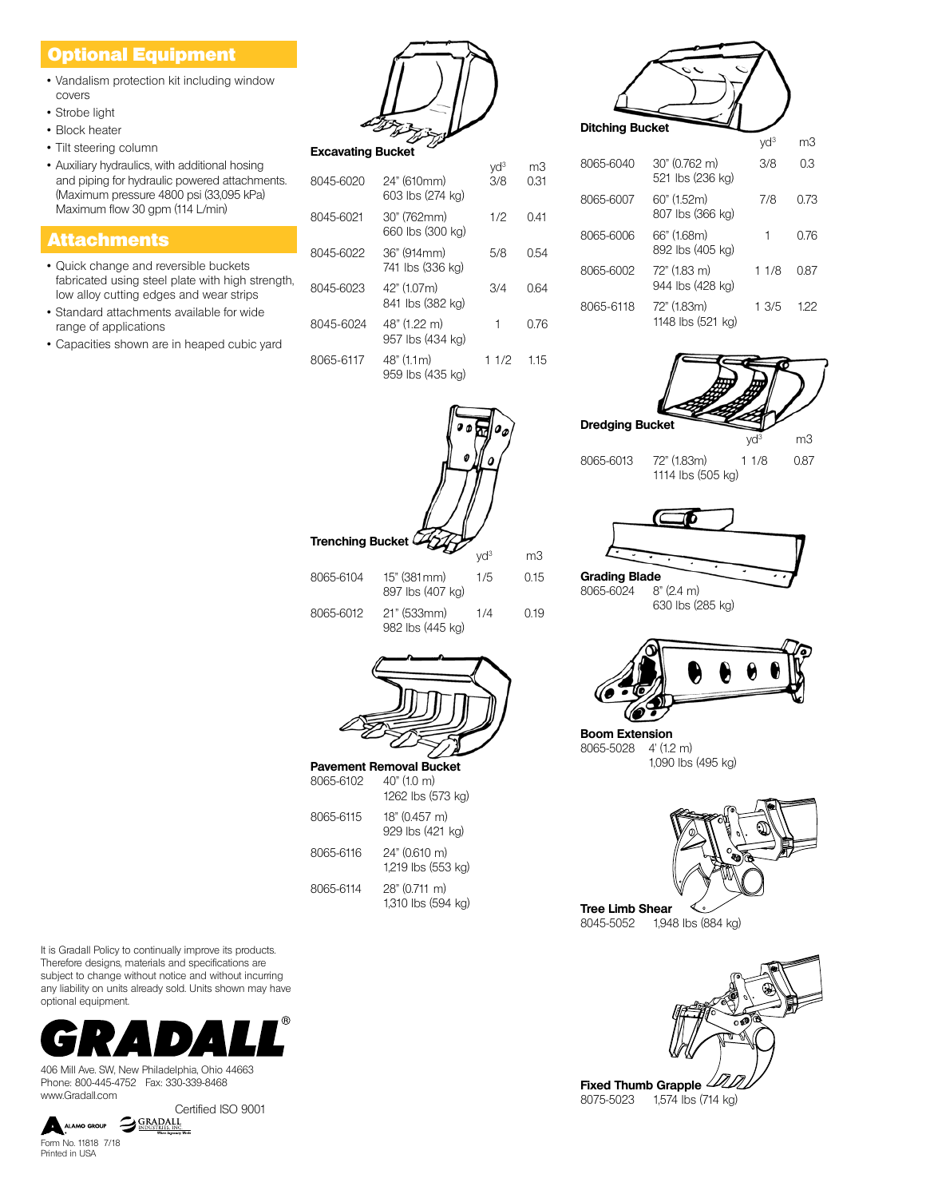## Optional Equipment

- Vandalism protection kit including window covers
- Strobe light
- Block heater
- Tilt steering column
- Auxiliary hydraulics, with additional hosing and piping for hydraulic powered attachments. (Maximum pressure 4800 psi (33,095 kPa) Maximum flow 30 gpm (114 L/min)

## Attachments

- Quick change and reversible buckets fabricated using steel plate with high strength, low alloy cutting edges and wear strips
- Standard attachments available for wide range of applications
- Capacities shown are in heaped cubic yard

### Excavating Bucket

| | | yd³ | m3 |
|---|---|---|---|
| 8045-6020 | 24" (610mm) 603 lbs (274 kg) | 3/8 | 0.31 |
| 8045-6021 | 30" (762mm) 660 lbs (300 kg) | 1/2 | 0.41 |
| 8045-6022 | 36" (914mm) 741 lbs (336 kg) | 5/8 | 0.54 |
| 8045-6023 | 42" (1.07m) 841 lbs (382 kg) | 3/4 | 0.64 |
| 8045-6024 | 48" (1.22 m) 957 lbs (434 kg) | 1 | 0.76 |
| 8065-6117 | 48" (1.1m) 959 lbs (435 kg) | 1 1/2 | 1.15 |

### Trenching Bucket

| | | yd³ | m3 |
|---|---|---|---|
| 8065-6104 | 15" (381mm) 897 lbs (407 kg) | 1/5 | 0.15 |
| 8065-6012 | 21" (533mm) 982 lbs (445 kg) | 1/4 | 0.19 |

### Pavement Removal Bucket

| | |
|---|---|
| 8065-6102 | 40" (1.0 m) 1262 lbs (573 kg) |
| 8065-6115 | 18" (0.457 m) 929 lbs (421 kg) |
| 8065-6116 | 24" (0.610 m) 1,219 lbs (553 kg) |
| 8065-6114 | 28" (0.711 m) 1,310 lbs (594 kg) |

### Ditching Bucket

| | | yd³ | m3 |
|---|---|---|---|
| 8065-6040 | 30" (0.762 m) 521 lbs (236 kg) | 3/8 | 0.3 |
| 8065-6007 | 60" (1.52m) 807 lbs (366 kg) | 7/8 | 0.73 |
| 8065-6006 | 66" (1.68m) 892 lbs (405 kg) | 1 | 0.76 |
| 8065-6002 | 72" (1.83 m) 944 lbs (428 kg) | 1 1/8 | 0.87 |
| 8065-6118 | 72" (1.83m) 1148 lbs (521 kg) | 1 3/5 | 1.22 |

### Dredging Bucket

| | | yd³ | m3 |
|---|---|---|---|
| 8065-6013 | 72" (1.83m) 1114 lbs (505 kg) | 1 1/8 | 0.87 |

### Grading Blade

8065-6024 8" (2.4 m) 630 lbs (285 kg)

### Boom Extension

8065-5028 4' (1.2 m) 1,090 lbs (495 kg)

### Tree Limb Shear

8045-5052 1,948 lbs (884 kg)

### Fixed Thumb Grapple

8075-5023 1,574 lbs (714 kg)

It is Gradall Policy to continually improve its products. Therefore designs, materials and specifications are subject to change without notice and without incurring any liability on units already sold. Units shown may have optional equipment.

GRADALL®

406 Mill Ave. SW, New Philadelphia, Ohio 44663
Phone: 800-445-4752 Fax: 330-339-8468
www.Gradall.com

Certified ISO 9001

ALAMO GROUP GRADALL INDUSTRIES, INC.

Form No. 11818 7/18
Printed in USA